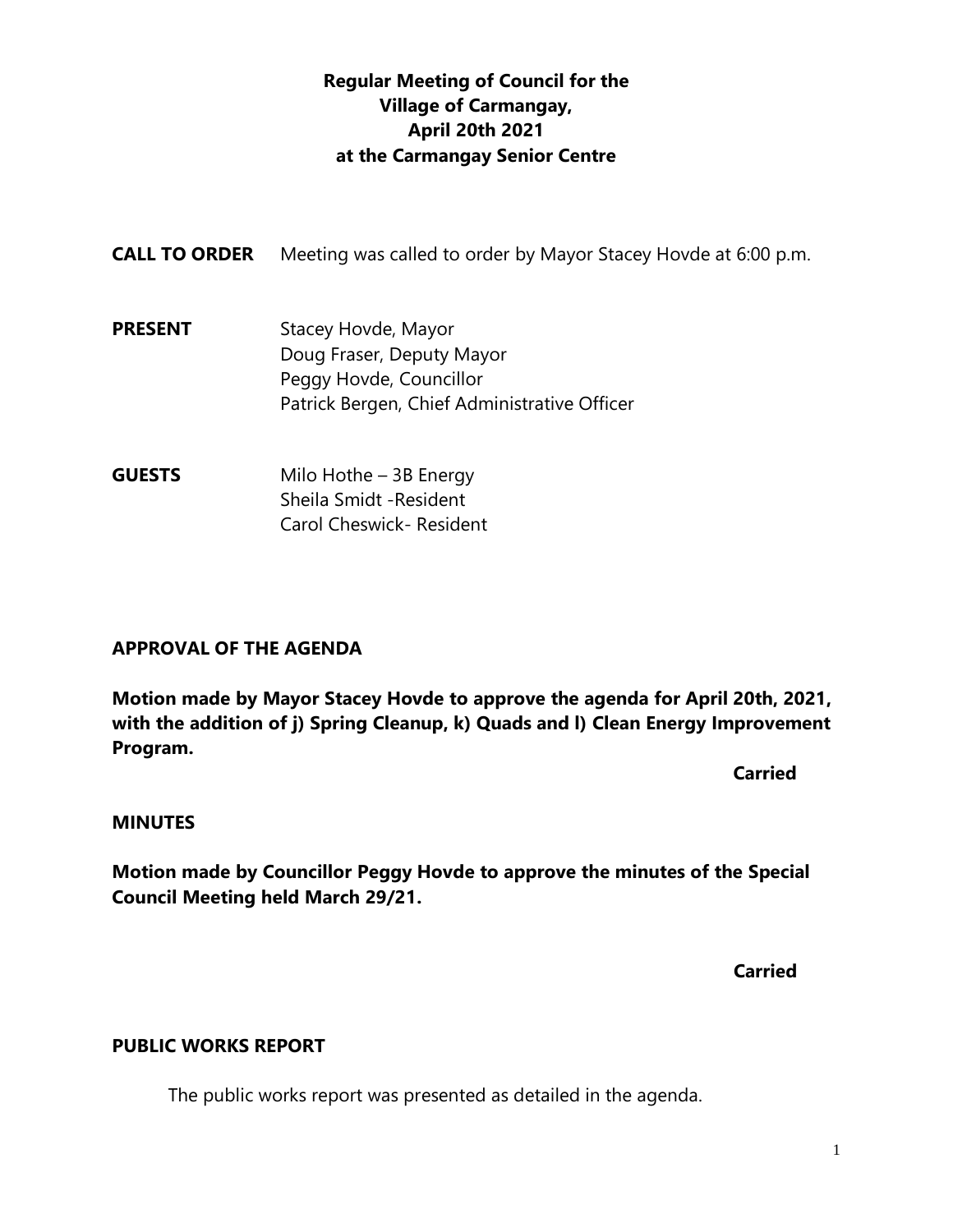# Regular Meeting of Council for the Village of Carmangay, April 20th 2021 at the Carmangay Senior Centre

**CALL TO ORDER** Meeting was called to order by Mayor Stacey Hovde at 6:00 p.m.

**PRESENT**
Stacey Hovde, Mayor
Doug Fraser, Deputy Mayor
Peggy Hovde, Councillor
Patrick Bergen, Chief Administrative Officer

**GUESTS**
Milo Hothe – 3B Energy
Sheila Smidt -Resident
Carol Cheswick- Resident

## APPROVAL OF THE AGENDA

**Motion made by Mayor Stacey Hovde to approve the agenda for April 20th, 2021, with the addition of j) Spring Cleanup, k) Quads and l) Clean Energy Improvement Program.**

**Carried**

## MINUTES

**Motion made by Councillor Peggy Hovde to approve the minutes of the Special Council Meeting held March 29/21.**

**Carried**

## PUBLIC WORKS REPORT

The public works report was presented as detailed in the agenda.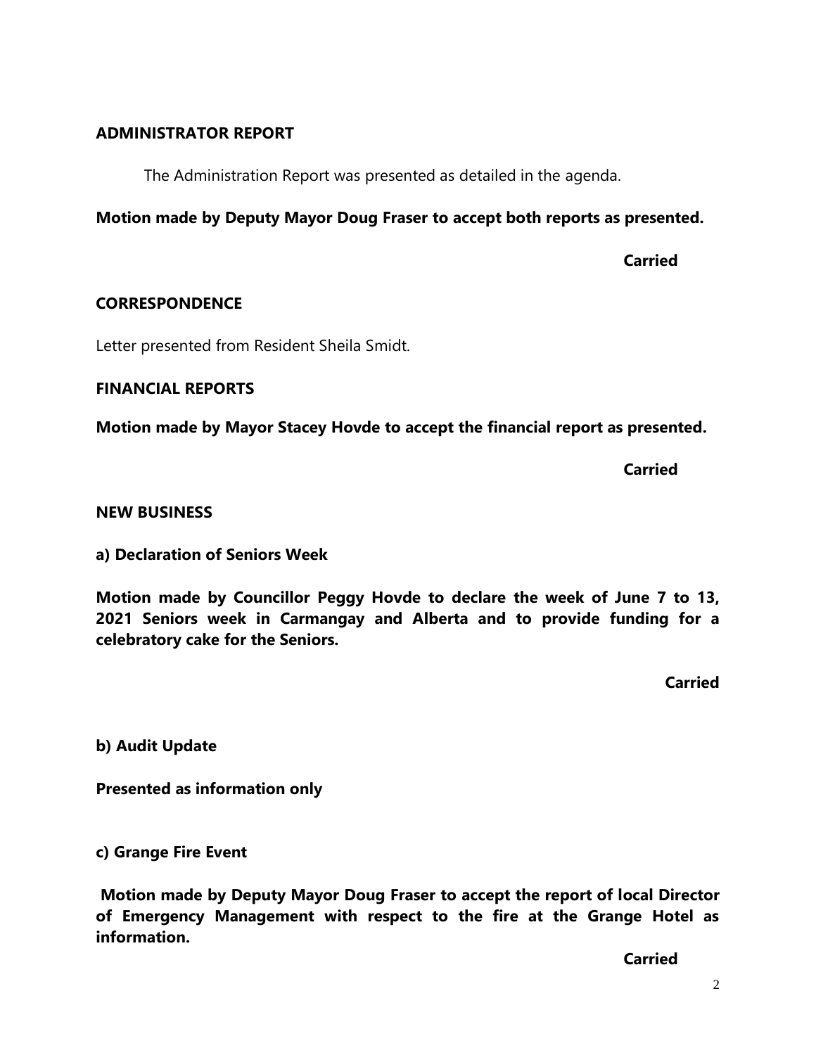## ADMINISTRATOR REPORT

The Administration Report was presented as detailed in the agenda.

**Motion made by Deputy Mayor Doug Fraser to accept both reports as presented.**

**Carried**

## CORRESPONDENCE

Letter presented from Resident Sheila Smidt.

## FINANCIAL REPORTS

**Motion made by Mayor Stacey Hovde to accept the financial report as presented.**

**Carried**

## NEW BUSINESS

**a) Declaration of Seniors Week**

**Motion made by Councillor Peggy Hovde to declare the week of June 7 to 13, 2021 Seniors week in Carmangay and Alberta and to provide funding for a celebratory cake for the Seniors.**

**Carried**

**b) Audit Update**

**Presented as information only**

**c) Grange Fire Event**

**Motion made by Deputy Mayor Doug Fraser to accept the report of local Director of Emergency Management with respect to the fire at the Grange Hotel as information.**

**Carried**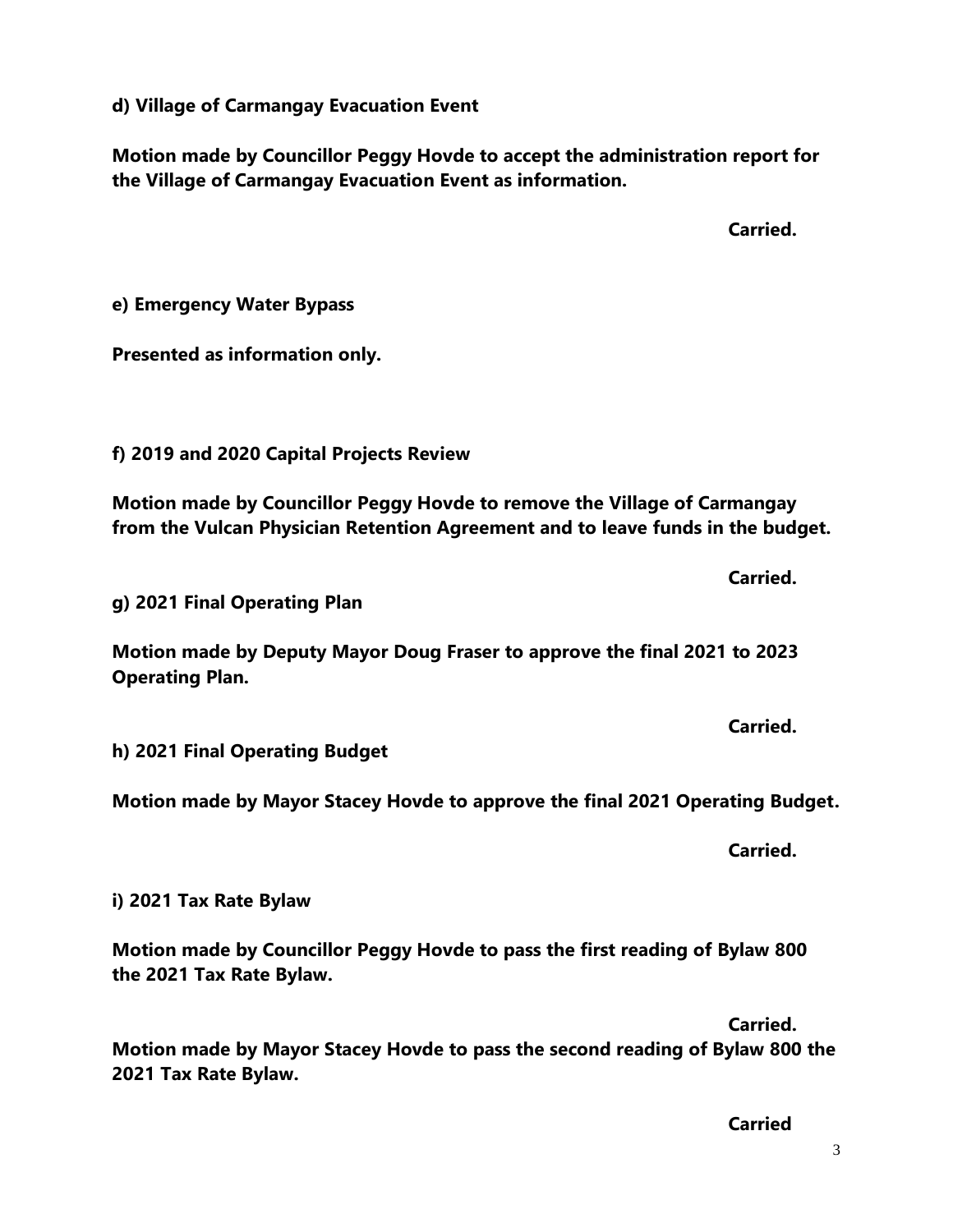**d) Village of Carmangay Evacuation Event**

**Motion made by Councillor Peggy Hovde to accept the administration report for the Village of Carmangay Evacuation Event as information.**

**Carried.**

**e) Emergency Water Bypass**

**Presented as information only.**

**f) 2019 and 2020 Capital Projects Review**

**Motion made by Councillor Peggy Hovde to remove the Village of Carmangay from the Vulcan Physician Retention Agreement and to leave funds in the budget.**

**Carried.**

**g) 2021 Final Operating Plan**

**Motion made by Deputy Mayor Doug Fraser to approve the final 2021 to 2023 Operating Plan.**

**Carried.**

**h) 2021 Final Operating Budget**

**Motion made by Mayor Stacey Hovde to approve the final 2021 Operating Budget.**

**Carried.**

**i) 2021 Tax Rate Bylaw**

**Motion made by Councillor Peggy Hovde to pass the first reading of Bylaw 800 the 2021 Tax Rate Bylaw.**

**Carried.**

**Motion made by Mayor Stacey Hovde to pass the second reading of Bylaw 800 the 2021 Tax Rate Bylaw.**

**Carried**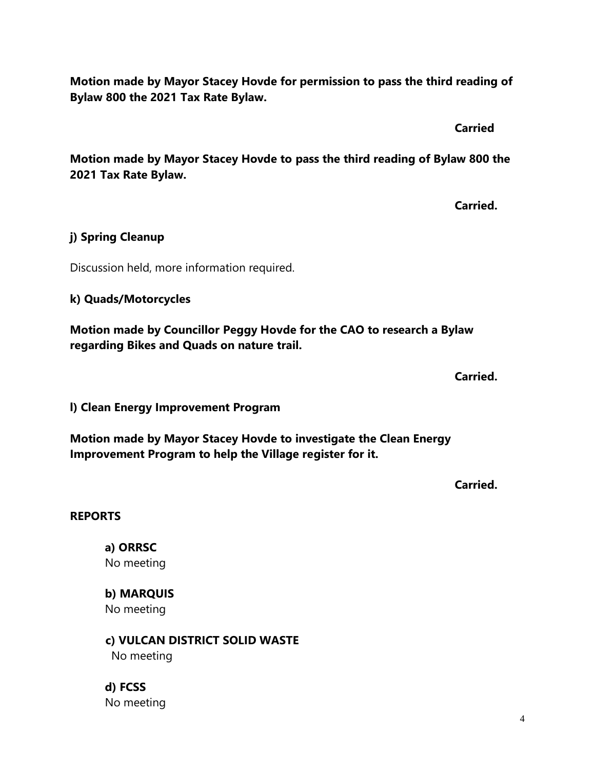**Motion made by Mayor Stacey Hovde for permission to pass the third reading of Bylaw 800 the 2021 Tax Rate Bylaw.**

**Carried**

**Motion made by Mayor Stacey Hovde to pass the third reading of Bylaw 800 the 2021 Tax Rate Bylaw.**

**Carried.**

**j) Spring Cleanup**

Discussion held, more information required.

**k) Quads/Motorcycles**

**Motion made by Councillor Peggy Hovde for the CAO to research a Bylaw regarding Bikes and Quads on nature trail.**

**Carried.**

**l) Clean Energy Improvement Program**

**Motion made by Mayor Stacey Hovde to investigate the Clean Energy Improvement Program to help the Village register for it.**

**Carried.**

**REPORTS**

**a) ORRSC**
No meeting

**b) MARQUIS**
No meeting

**c) VULCAN DISTRICT SOLID WASTE**
No meeting

**d) FCSS**
No meeting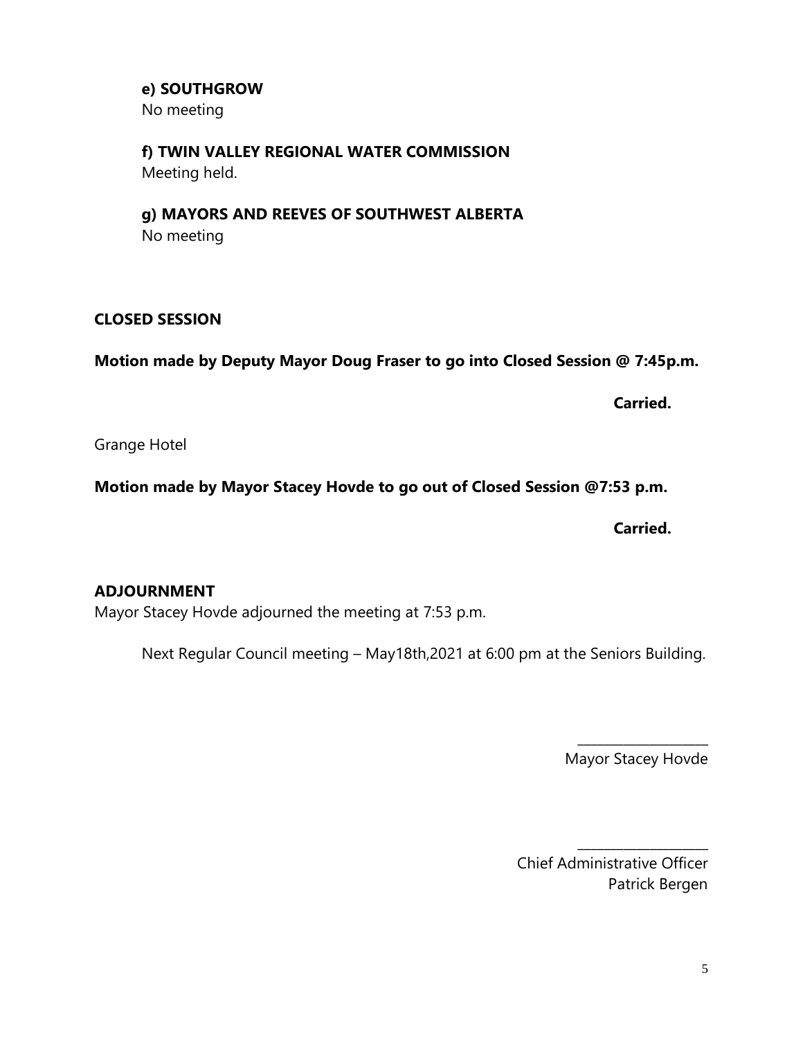**e) SOUTHGROW**
No meeting

**f) TWIN VALLEY REGIONAL WATER COMMISSION**
Meeting held.

**g) MAYORS AND REEVES OF SOUTHWEST ALBERTA**
No meeting

## CLOSED SESSION

**Motion made by Deputy Mayor Doug Fraser to go into Closed Session @ 7:45p.m.**

**Carried.**

Grange Hotel

**Motion made by Mayor Stacey Hovde to go out of Closed Session @7:53 p.m.**

**Carried.**

## ADJOURNMENT

Mayor Stacey Hovde adjourned the meeting at 7:53 p.m.

Next Regular Council meeting – May18th,2021 at 6:00 pm at the Seniors Building.

\_\_\_\_\_\_\_\_\_\_\_\_\_\_\_\_\_\_\_
Mayor Stacey Hovde

\_\_\_\_\_\_\_\_\_\_\_\_\_\_\_\_\_\_\_
Chief Administrative Officer
Patrick Bergen